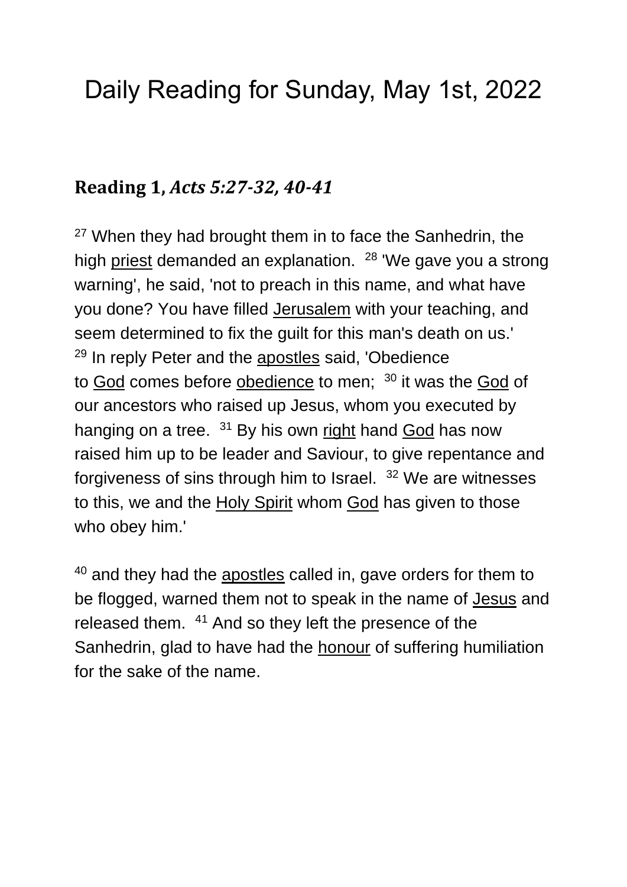# Daily Reading for Sunday, May 1st, 2022

## **Reading 1,** ***Acts 5:27-32, 40-41***

[27] When they had brought them in to face the Sanhedrin, the high priest demanded an explanation. [28] 'We gave you a strong warning', he said, 'not to preach in this name, and what have you done? You have filled Jerusalem with your teaching, and seem determined to fix the guilt for this man's death on us.' [29] In reply Peter and the apostles said, 'Obedience to God comes before obedience to men; [30] it was the God of our ancestors who raised up Jesus, whom you executed by hanging on a tree. [31] By his own right hand God has now raised him up to be leader and Saviour, to give repentance and forgiveness of sins through him to Israel. [32] We are witnesses to this, we and the Holy Spirit whom God has given to those who obey him.'

[40] and they had the apostles called in, gave orders for them to be flogged, warned them not to speak in the name of Jesus and released them. [41] And so they left the presence of the Sanhedrin, glad to have had the honour of suffering humiliation for the sake of the name.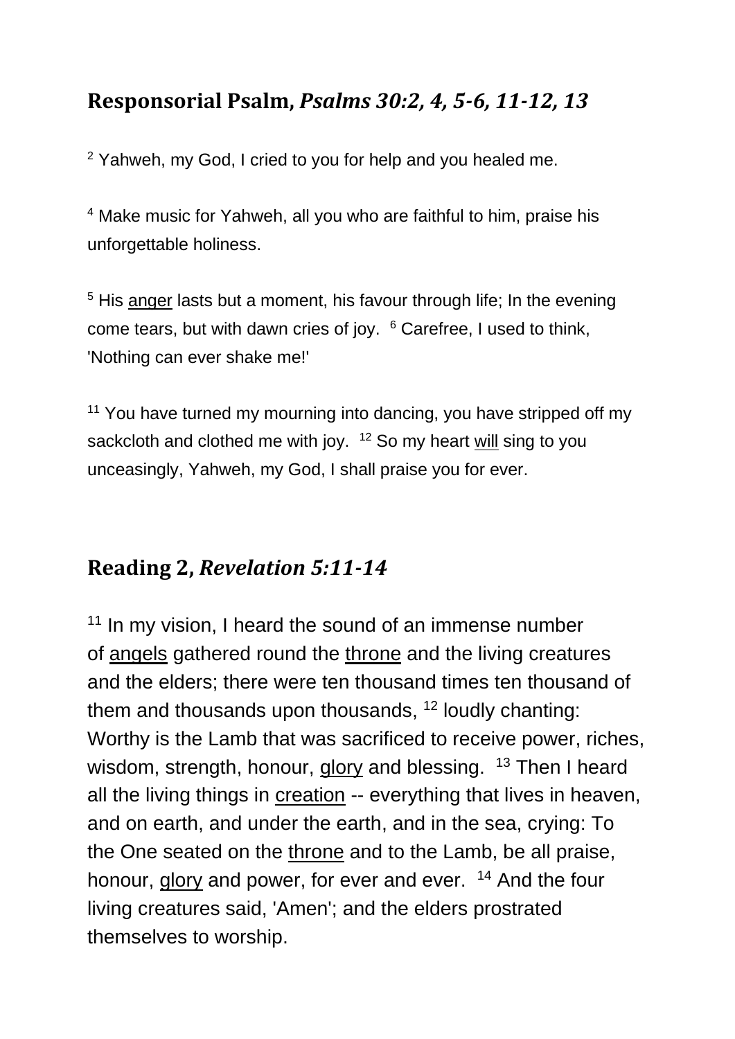## **Responsorial Psalm,** ***Psalms 30:2, 4, 5-6, 11-12, 13***

[2] Yahweh, my God, I cried to you for help and you healed me.

[4] Make music for Yahweh, all you who are faithful to him, praise his unforgettable holiness.

[5] His anger lasts but a moment, his favour through life; In the evening come tears, but with dawn cries of joy. [6] Carefree, I used to think, 'Nothing can ever shake me!'

[11] You have turned my mourning into dancing, you have stripped off my sackcloth and clothed me with joy. [12] So my heart will sing to you unceasingly, Yahweh, my God, I shall praise you for ever.

## **Reading 2,** ***Revelation 5:11-14***

[11] In my vision, I heard the sound of an immense number of angels gathered round the throne and the living creatures and the elders; there were ten thousand times ten thousand of them and thousands upon thousands, [12] loudly chanting: Worthy is the Lamb that was sacrificed to receive power, riches, wisdom, strength, honour, glory and blessing. [13] Then I heard all the living things in creation -- everything that lives in heaven, and on earth, and under the earth, and in the sea, crying: To the One seated on the throne and to the Lamb, be all praise, honour, glory and power, for ever and ever. [14] And the four living creatures said, 'Amen'; and the elders prostrated themselves to worship.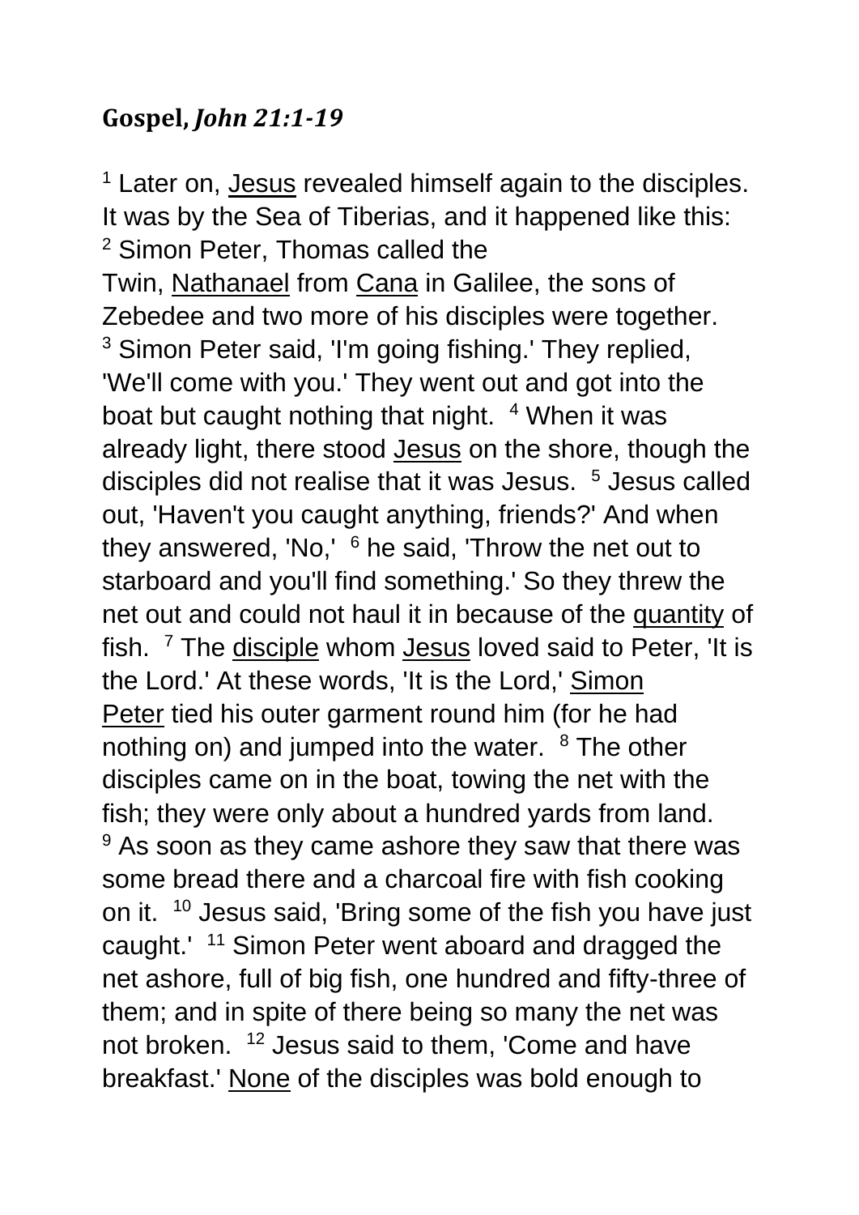## **Gospel,** ***John 21:1-19***

[1] Later on, Jesus revealed himself again to the disciples. It was by the Sea of Tiberias, and it happened like this: [2] Simon Peter, Thomas called the Twin, Nathanael from Cana in Galilee, the sons of Zebedee and two more of his disciples were together. [3] Simon Peter said, 'I'm going fishing.' They replied, 'We'll come with you.' They went out and got into the boat but caught nothing that night. [4] When it was already light, there stood Jesus on the shore, though the disciples did not realise that it was Jesus. [5] Jesus called out, 'Haven't you caught anything, friends?' And when they answered, 'No,' [6] he said, 'Throw the net out to starboard and you'll find something.' So they threw the net out and could not haul it in because of the quantity of fish. [7] The disciple whom Jesus loved said to Peter, 'It is the Lord.' At these words, 'It is the Lord,' Simon Peter tied his outer garment round him (for he had nothing on) and jumped into the water. [8] The other disciples came on in the boat, towing the net with the fish; they were only about a hundred yards from land. [9] As soon as they came ashore they saw that there was some bread there and a charcoal fire with fish cooking on it. [10] Jesus said, 'Bring some of the fish you have just caught.' [11] Simon Peter went aboard and dragged the net ashore, full of big fish, one hundred and fifty-three of them; and in spite of there being so many the net was not broken. [12] Jesus said to them, 'Come and have breakfast.' None of the disciples was bold enough to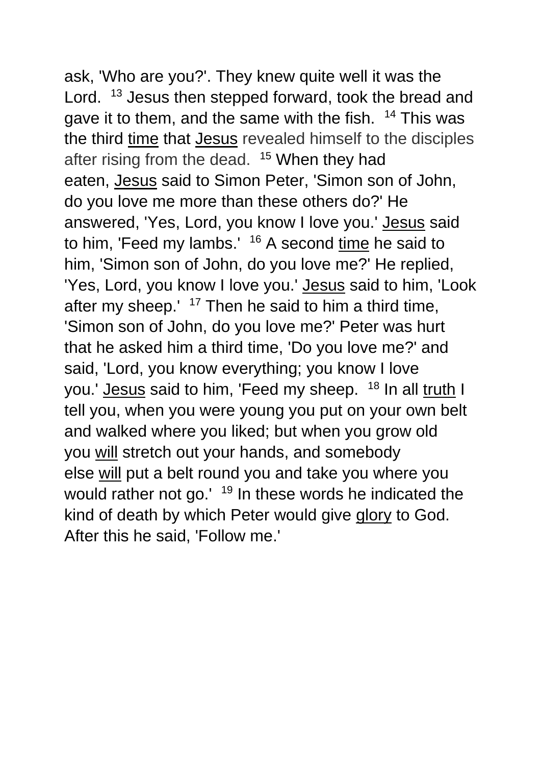ask, 'Who are you?'. They knew quite well it was the Lord. [13] Jesus then stepped forward, took the bread and gave it to them, and the same with the fish. [14] This was the third time that Jesus revealed himself to the disciples after rising from the dead. [15] When they had eaten, Jesus said to Simon Peter, 'Simon son of John, do you love me more than these others do?' He answered, 'Yes, Lord, you know I love you.' Jesus said to him, 'Feed my lambs.' [16] A second time he said to him, 'Simon son of John, do you love me?' He replied, 'Yes, Lord, you know I love you.' Jesus said to him, 'Look after my sheep.' [17] Then he said to him a third time, 'Simon son of John, do you love me?' Peter was hurt that he asked him a third time, 'Do you love me?' and said, 'Lord, you know everything; you know I love you.' Jesus said to him, 'Feed my sheep. [18] In all truth I tell you, when you were young you put on your own belt and walked where you liked; but when you grow old you will stretch out your hands, and somebody else will put a belt round you and take you where you would rather not go.' [19] In these words he indicated the kind of death by which Peter would give glory to God. After this he said, 'Follow me.'